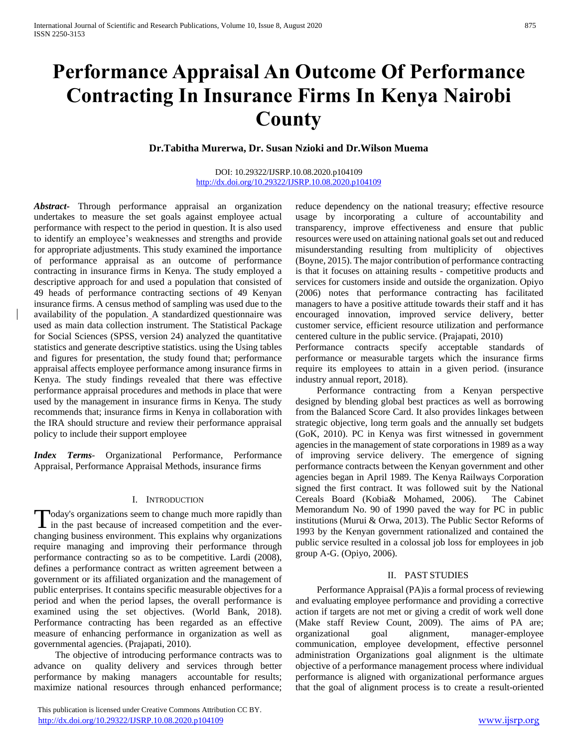# Performance Appraisal An Outcome Of Performance Contracting In Insurance Firms In Kenya Nairobi County

**Dr.Tabitha Murerwa, Dr. Susan Nzioki and Dr.Wilson Muema**

DOI: 10.29322/IJSRP.10.08.2020.p104109
http://dx.doi.org/10.29322/IJSRP.10.08.2020.p104109

***Abstract***- Through performance appraisal an organization undertakes to measure the set goals against employee actual performance with respect to the period in question. It is also used to identify an employee's weaknesses and strengths and provide for appropriate adjustments. This study examined the importance of performance appraisal as an outcome of performance contracting in insurance firms in Kenya. The study employed a descriptive approach for and used a population that consisted of 49 heads of performance contracting sections of 49 Kenyan insurance firms. A census method of sampling was used due to the availability of the population. A standardized questionnaire was used as main data collection instrument. The Statistical Package for Social Sciences (SPSS, version 24) analyzed the quantitative statistics and generate descriptive statistics. using the Using tables and figures for presentation, the study found that; performance appraisal affects employee performance among insurance firms in Kenya. The study findings revealed that there was effective performance appraisal procedures and methods in place that were used by the management in insurance firms in Kenya. The study recommends that; insurance firms in Kenya in collaboration with the IRA should structure and review their performance appraisal policy to include their support employee

***Index Terms***- Organizational Performance, Performance Appraisal, Performance Appraisal Methods, insurance firms

## I. Introduction

Today's organizations seem to change much more rapidly than in the past because of increased competition and the ever-changing business environment. This explains why organizations require managing and improving their performance through performance contracting so as to be competitive. Lardi (2008), defines a performance contract as written agreement between a government or its affiliated organization and the management of public enterprises. It contains specific measurable objectives for a period and when the period lapses, the overall performance is examined using the set objectives. (World Bank, 2018). Performance contracting has been regarded as an effective measure of enhancing performance in organization as well as governmental agencies. (Prajapati, 2010).

The objective of introducing performance contracts was to advance on quality delivery and services through better performance by making managers accountable for results; maximize national resources through enhanced performance; reduce dependency on the national treasury; effective resource usage by incorporating a culture of accountability and transparency, improve effectiveness and ensure that public resources were used on attaining national goals set out and reduced misunderstanding resulting from multiplicity of objectives (Boyne, 2015). The major contribution of performance contracting is that it focuses on attaining results - competitive products and services for customers inside and outside the organization. Opiyo (2006) notes that performance contracting has facilitated managers to have a positive attitude towards their staff and it has encouraged innovation, improved service delivery, better customer service, efficient resource utilization and performance centered culture in the public service. (Prajapati, 2010)

Performance contracts specify acceptable standards of performance or measurable targets which the insurance firms require its employees to attain in a given period. (insurance industry annual report, 2018).

Performance contracting from a Kenyan perspective designed by blending global best practices as well as borrowing from the Balanced Score Card. It also provides linkages between strategic objective, long term goals and the annually set budgets (GoK, 2010). PC in Kenya was first witnessed in government agencies in the management of state corporations in 1989 as a way of improving service delivery. The emergence of signing performance contracts between the Kenyan government and other agencies began in April 1989. The Kenya Railways Corporation signed the first contract. It was followed suit by the National Cereals Board (Kobia& Mohamed, 2006). The Cabinet Memorandum No. 90 of 1990 paved the way for PC in public institutions (Murui & Orwa, 2013). The Public Sector Reforms of 1993 by the Kenyan government rationalized and contained the public service resulted in a colossal job loss for employees in job group A-G. (Opiyo, 2006).

## II. Past Studies

Performance Appraisal (PA)is a formal process of reviewing and evaluating employee performance and providing a corrective action if targets are not met or giving a credit of work well done (Make staff Review Count, 2009). The aims of PA are; organizational goal alignment, manager-employee communication, employee development, effective personnel administration Organizations goal alignment is the ultimate objective of a performance management process where individual performance is aligned with organizational performance argues that the goal of alignment process is to create a result-oriented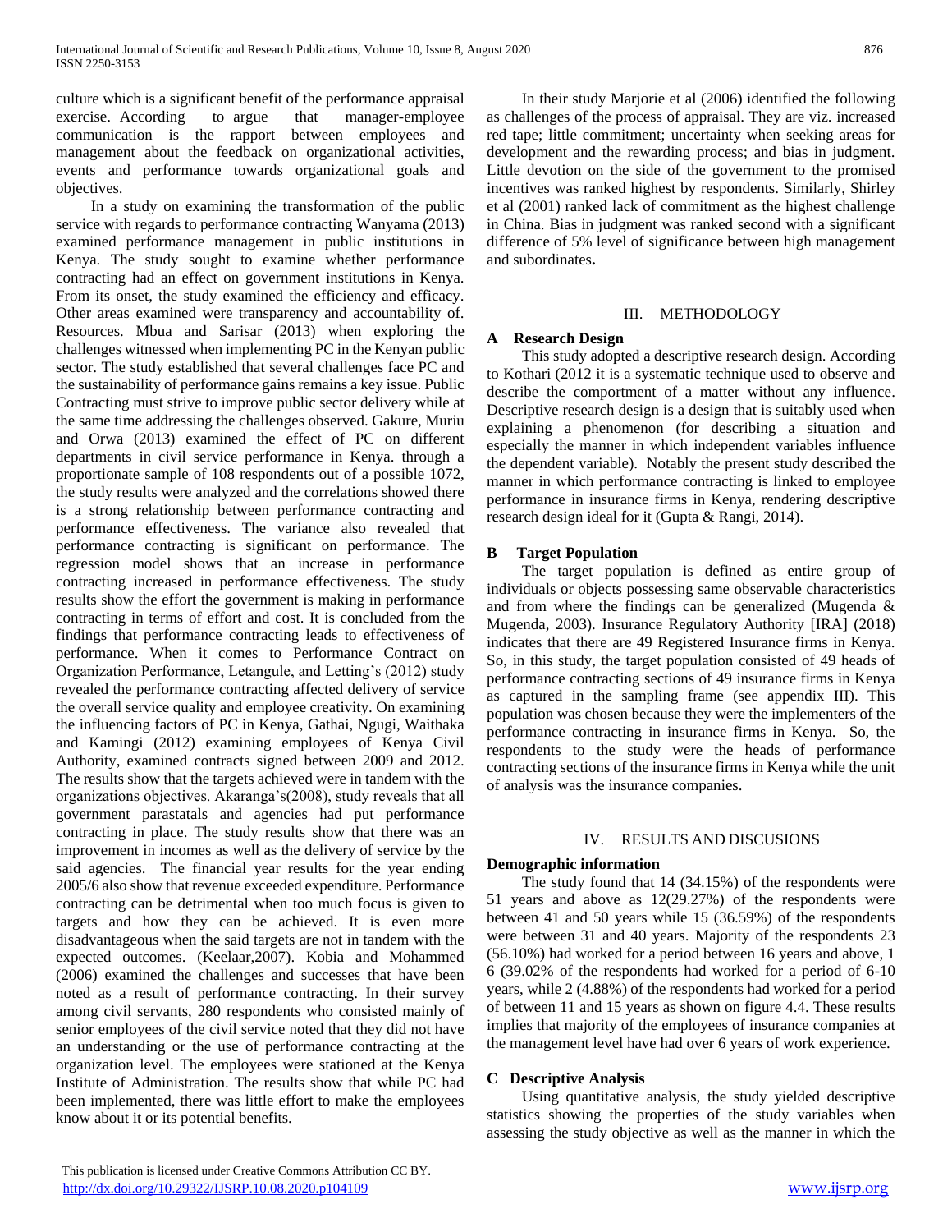culture which is a significant benefit of the performance appraisal exercise. According to argue that manager-employee communication is the rapport between employees and management about the feedback on organizational activities, events and performance towards organizational goals and objectives.

In a study on examining the transformation of the public service with regards to performance contracting Wanyama (2013) examined performance management in public institutions in Kenya. The study sought to examine whether performance contracting had an effect on government institutions in Kenya. From its onset, the study examined the efficiency and efficacy. Other areas examined were transparency and accountability of. Resources. Mbua and Sarisar (2013) when exploring the challenges witnessed when implementing PC in the Kenyan public sector. The study established that several challenges face PC and the sustainability of performance gains remains a key issue. Public Contracting must strive to improve public sector delivery while at the same time addressing the challenges observed. Gakure, Muriu and Orwa (2013) examined the effect of PC on different departments in civil service performance in Kenya. through a proportionate sample of 108 respondents out of a possible 1072, the study results were analyzed and the correlations showed there is a strong relationship between performance contracting and performance effectiveness. The variance also revealed that performance contracting is significant on performance. The regression model shows that an increase in performance contracting increased in performance effectiveness. The study results show the effort the government is making in performance contracting in terms of effort and cost. It is concluded from the findings that performance contracting leads to effectiveness of performance. When it comes to Performance Contract on Organization Performance, Letangule, and Letting's (2012) study revealed the performance contracting affected delivery of service the overall service quality and employee creativity. On examining the influencing factors of PC in Kenya, Gathai, Ngugi, Waithaka and Kamingi (2012) examining employees of Kenya Civil Authority, examined contracts signed between 2009 and 2012. The results show that the targets achieved were in tandem with the organizations objectives. Akaranga's(2008), study reveals that all government parastatals and agencies had put performance contracting in place. The study results show that there was an improvement in incomes as well as the delivery of service by the said agencies. The financial year results for the year ending 2005/6 also show that revenue exceeded expenditure. Performance contracting can be detrimental when too much focus is given to targets and how they can be achieved. It is even more disadvantageous when the said targets are not in tandem with the expected outcomes. (Keelaar,2007). Kobia and Mohammed (2006) examined the challenges and successes that have been noted as a result of performance contracting. In their survey among civil servants, 280 respondents who consisted mainly of senior employees of the civil service noted that they did not have an understanding or the use of performance contracting at the organization level. The employees were stationed at the Kenya Institute of Administration. The results show that while PC had been implemented, there was little effort to make the employees know about it or its potential benefits.

In their study Marjorie et al (2006) identified the following as challenges of the process of appraisal. They are viz. increased red tape; little commitment; uncertainty when seeking areas for development and the rewarding process; and bias in judgment. Little devotion on the side of the government to the promised incentives was ranked highest by respondents. Similarly, Shirley et al (2001) ranked lack of commitment as the highest challenge in China. Bias in judgment was ranked second with a significant difference of 5% level of significance between high management and subordinates.

## III. METHODOLOGY

### A Research Design

This study adopted a descriptive research design. According to Kothari (2012 it is a systematic technique used to observe and describe the comportment of a matter without any influence. Descriptive research design is a design that is suitably used when explaining a phenomenon (for describing a situation and especially the manner in which independent variables influence the dependent variable). Notably the present study described the manner in which performance contracting is linked to employee performance in insurance firms in Kenya, rendering descriptive research design ideal for it (Gupta & Rangi, 2014).

### B Target Population

The target population is defined as entire group of individuals or objects possessing same observable characteristics and from where the findings can be generalized (Mugenda & Mugenda, 2003). Insurance Regulatory Authority [IRA] (2018) indicates that there are 49 Registered Insurance firms in Kenya. So, in this study, the target population consisted of 49 heads of performance contracting sections of 49 insurance firms in Kenya as captured in the sampling frame (see appendix III). This population was chosen because they were the implementers of the performance contracting in insurance firms in Kenya. So, the respondents to the study were the heads of performance contracting sections of the insurance firms in Kenya while the unit of analysis was the insurance companies.

## IV. RESULTS AND DISCUSIONS

### Demographic information

The study found that 14 (34.15%) of the respondents were 51 years and above as 12(29.27%) of the respondents were between 41 and 50 years while 15 (36.59%) of the respondents were between 31 and 40 years. Majority of the respondents 23 (56.10%) had worked for a period between 16 years and above, 1 6 (39.02% of the respondents had worked for a period of 6-10 years, while 2 (4.88%) of the respondents had worked for a period of between 11 and 15 years as shown on figure 4.4. These results implies that majority of the employees of insurance companies at the management level have had over 6 years of work experience.

### C Descriptive Analysis

Using quantitative analysis, the study yielded descriptive statistics showing the properties of the study variables when assessing the study objective as well as the manner in which the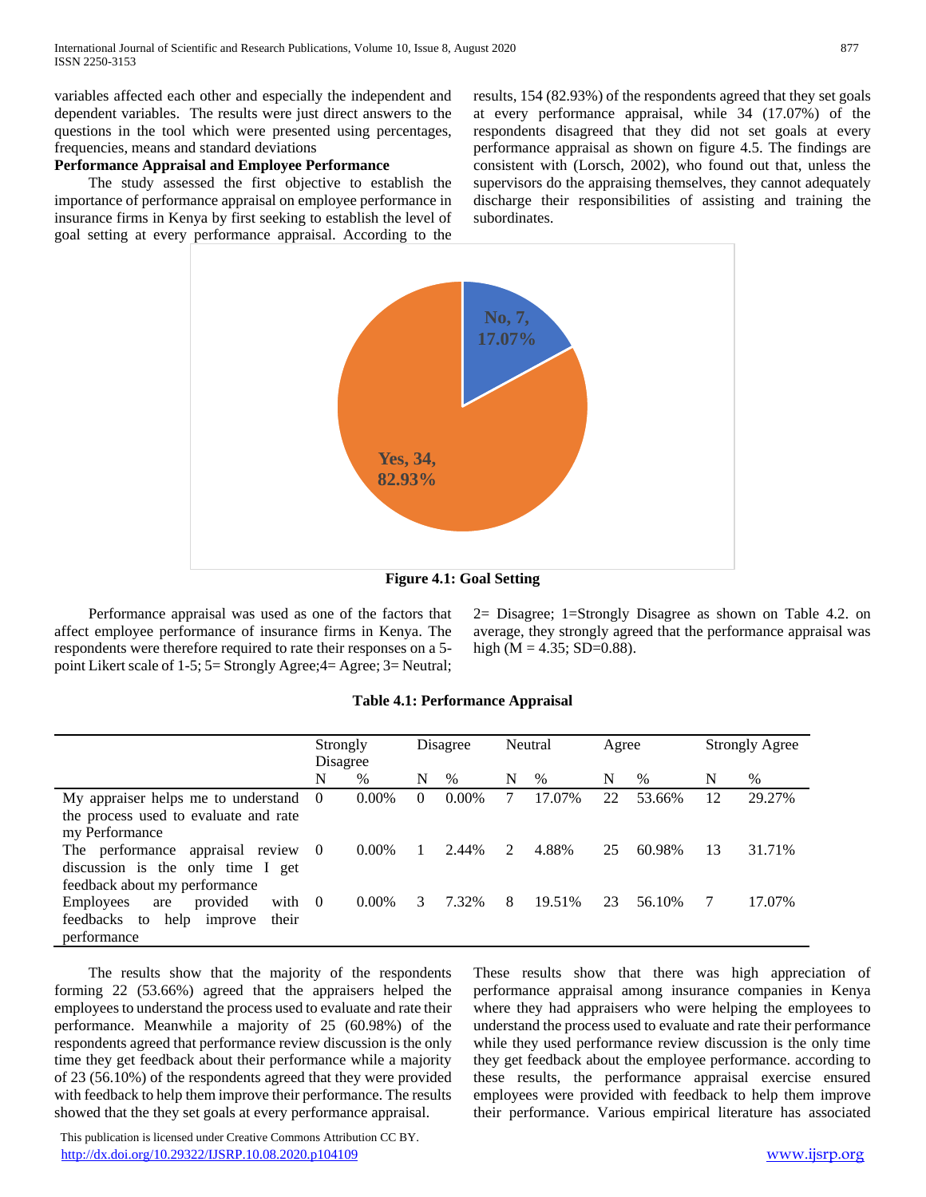variables affected each other and especially the independent and dependent variables. The results were just direct answers to the questions in the tool which were presented using percentages, frequencies, means and standard deviations

**Performance Appraisal and Employee Performance**

The study assessed the first objective to establish the importance of performance appraisal on employee performance in insurance firms in Kenya by first seeking to establish the level of goal setting at every performance appraisal. According to the results, 154 (82.93%) of the respondents agreed that they set goals at every performance appraisal, while 34 (17.07%) of the respondents disagreed that they did not set goals at every performance appraisal as shown on figure 4.5. The findings are consistent with (Lorsch, 2002), who found out that, unless the supervisors do the appraising themselves, they cannot adequately discharge their responsibilities of assisting and training the subordinates.

No, 7, 17.07%

Yes, 34, 82.93%

**Figure 4.1: Goal Setting**

Performance appraisal was used as one of the factors that affect employee performance of insurance firms in Kenya. The respondents were therefore required to rate their responses on a 5-point Likert scale of 1-5; 5= Strongly Agree;4= Agree; 3= Neutral; 2= Disagree; 1=Strongly Disagree as shown on Table 4.2. on average, they strongly agreed that the performance appraisal was high (M = 4.35; SD=0.88).

**Table 4.1: Performance Appraisal**

| | Strongly Disagree | | Disagree | | Neutral | | Agree | | Strongly Agree | |
|---|---|---|---|---|---|---|---|---|---|---|
| | N | % | N | % | N | % | N | % | N | % |
| My appraiser helps me to understand the process used to evaluate and rate my Performance | 0 | 0.00% | 0 | 0.00% | 7 | 17.07% | 22 | 53.66% | 12 | 29.27% |
| The performance appraisal review discussion is the only time I get feedback about my performance | 0 | 0.00% | 1 | 2.44% | 2 | 4.88% | 25 | 60.98% | 13 | 31.71% |
| Employees are provided with feedbacks to help improve their performance | 0 | 0.00% | 3 | 7.32% | 8 | 19.51% | 23 | 56.10% | 7 | 17.07% |

The results show that the majority of the respondents forming 22 (53.66%) agreed that the appraisers helped the employees to understand the process used to evaluate and rate their performance. Meanwhile a majority of 25 (60.98%) of the respondents agreed that performance review discussion is the only time they get feedback about their performance while a majority of 23 (56.10%) of the respondents agreed that they were provided with feedback to help them improve their performance. The results showed that the they set goals at every performance appraisal.

These results show that there was high appreciation of performance appraisal among insurance companies in Kenya where they had appraisers who were helping the employees to understand the process used to evaluate and rate their performance while they used performance review discussion is the only time they get feedback about the employee performance. according to these results, the performance appraisal exercise ensured employees were provided with feedback to help them improve their performance. Various empirical literature has associated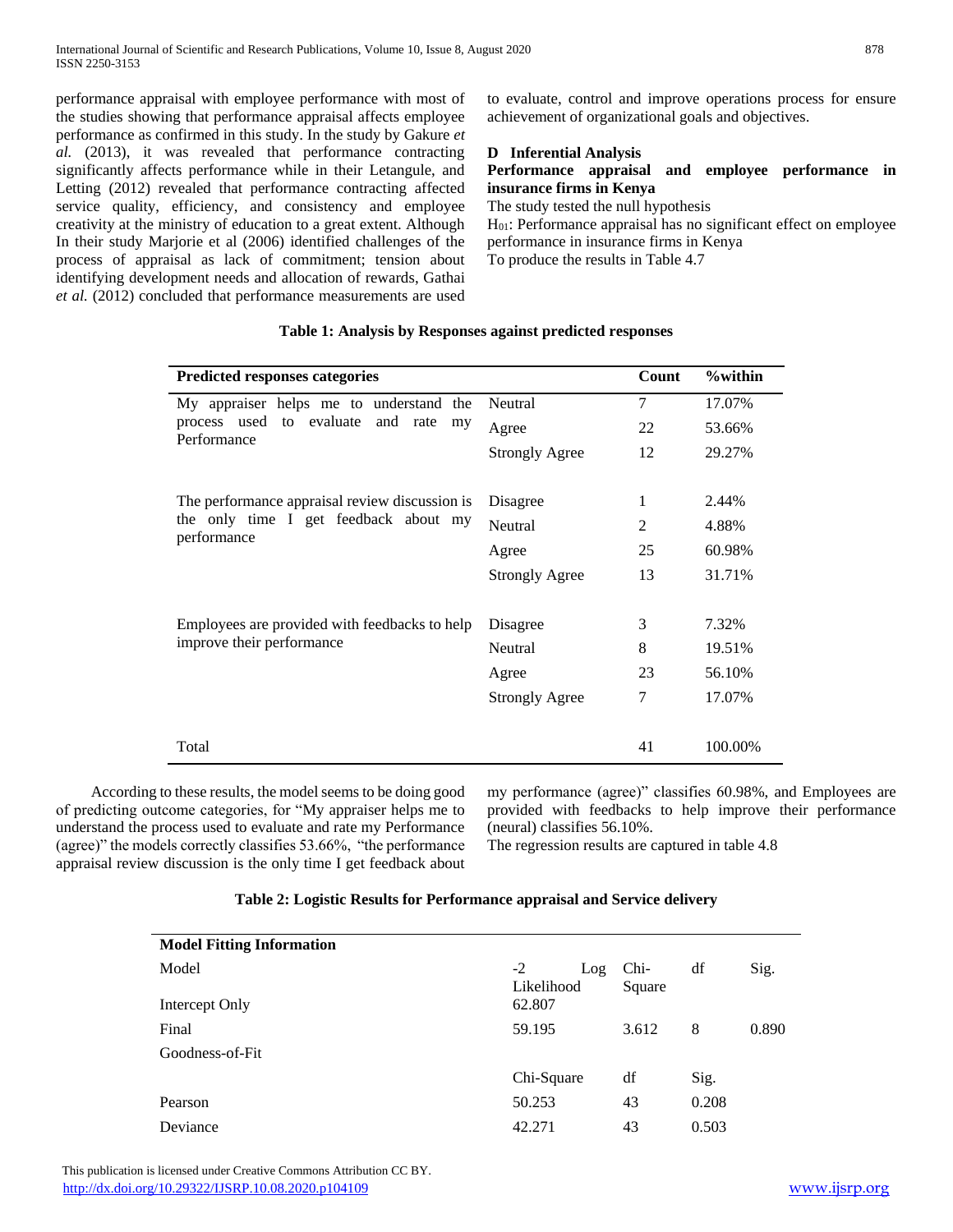performance appraisal with employee performance with most of the studies showing that performance appraisal affects employee performance as confirmed in this study. In the study by Gakure *et al.* (2013), it was revealed that performance contracting significantly affects performance while in their Letangule, and Letting (2012) revealed that performance contracting affected service quality, efficiency, and consistency and employee creativity at the ministry of education to a great extent. Although In their study Marjorie et al (2006) identified challenges of the process of appraisal as lack of commitment; tension about identifying development needs and allocation of rewards, Gathai *et al.* (2012) concluded that performance measurements are used to evaluate, control and improve operations process for ensure achievement of organizational goals and objectives.

### D Inferential Analysis

**Performance appraisal and employee performance in insurance firms in Kenya**

The study tested the null hypothesis

$H_{01}$: Performance appraisal has no significant effect on employee performance in insurance firms in Kenya

To produce the results in Table 4.7

**Table 1: Analysis by Responses against predicted responses**

| Predicted responses categories | | Count | %within |
|---|---|---|---|
| My appraiser helps me to understand the process used to evaluate and rate my Performance | Neutral | 7 | 17.07% |
| | Agree | 22 | 53.66% |
| | Strongly Agree | 12 | 29.27% |
| The performance appraisal review discussion is the only time I get feedback about my performance | Disagree | 1 | 2.44% |
| | Neutral | 2 | 4.88% |
| | Agree | 25 | 60.98% |
| | Strongly Agree | 13 | 31.71% |
| Employees are provided with feedbacks to help improve their performance | Disagree | 3 | 7.32% |
| | Neutral | 8 | 19.51% |
| | Agree | 23 | 56.10% |
| | Strongly Agree | 7 | 17.07% |
| Total | | 41 | 100.00% |

According to these results, the model seems to be doing good of predicting outcome categories, for "My appraiser helps me to understand the process used to evaluate and rate my Performance (agree)" the models correctly classifies 53.66%, "the performance appraisal review discussion is the only time I get feedback about my performance (agree)" classifies 60.98%, and Employees are provided with feedbacks to help improve their performance (neural) classifies 56.10%.

The regression results are captured in table 4.8

**Table 2: Logistic Results for Performance appraisal and Service delivery**

| Model Fitting Information | | | | |
|---|---|---|---|---|
| Model | -2 Log Likelihood | Chi-Square | df | Sig. |
| Intercept Only | 62.807 | | | |
| Final | 59.195 | 3.612 | 8 | 0.890 |
| Goodness-of-Fit | | | | |
| | Chi-Square | df | Sig. | |
| Pearson | 50.253 | 43 | 0.208 | |
| Deviance | 42.271 | 43 | 0.503 | |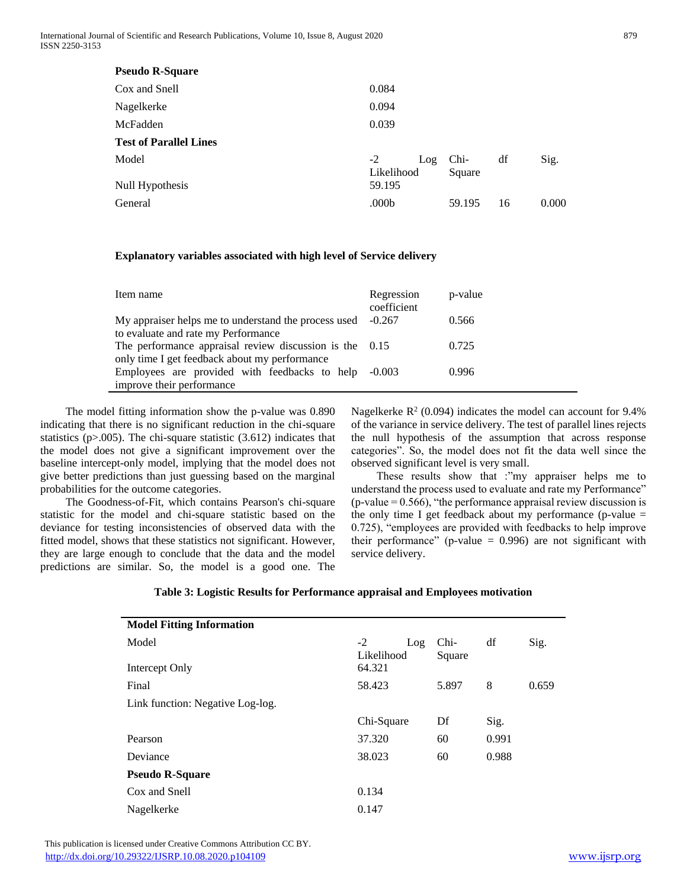| | | | | |
|---|---|---|---|---|
| **Pseudo R-Square** | | | | |
| Cox and Snell | 0.084 | | | |
| Nagelkerke | 0.094 | | | |
| McFadden | 0.039 | | | |
| **Test of Parallel Lines** | | | | |
| Model | -2 Log Likelihood | Chi-Square | df | Sig. |
| Null Hypothesis | 59.195 | | | |
| General | .000b | 59.195 | 16 | 0.000 |

**Explanatory variables associated with high level of Service delivery**

| Item name | Regression coefficient | p-value |
|---|---|---|
| My appraiser helps me to understand the process used to evaluate and rate my Performance | -0.267 | 0.566 |
| The performance appraisal review discussion is the only time I get feedback about my performance | 0.15 | 0.725 |
| Employees are provided with feedbacks to help improve their performance | -0.003 | 0.996 |

The model fitting information show the p-value was 0.890 indicating that there is no significant reduction in the chi-square statistics ($p>.005$). The chi-square statistic (3.612) indicates that the model does not give a significant improvement over the baseline intercept-only model, implying that the model does not give better predictions than just guessing based on the marginal probabilities for the outcome categories.

The Goodness-of-Fit, which contains Pearson's chi-square statistic for the model and chi-square statistic based on the deviance for testing inconsistencies of observed data with the fitted model, shows that these statistics not significant. However, they are large enough to conclude that the data and the model predictions are similar. So, the model is a good one. The Nagelkerke $R^2$ (0.094) indicates the model can account for 9.4% of the variance in service delivery. The test of parallel lines rejects the null hypothesis of the assumption that across response categories". So, the model does not fit the data well since the observed significant level is very small.

These results show that :"my appraiser helps me to understand the process used to evaluate and rate my Performance" (p-value = 0.566), "the performance appraisal review discussion is the only time I get feedback about my performance (p-value = 0.725), "employees are provided with feedbacks to help improve their performance" (p-value = 0.996) are not significant with service delivery.

**Table 3: Logistic Results for Performance appraisal and Employees motivation**

| | | | | |
|---|---|---|---|---|
| **Model Fitting Information** | | | | |
| Model | -2 Log Likelihood | Chi-Square | df | Sig. |
| Intercept Only | 64.321 | | | |
| Final | 58.423 | 5.897 | 8 | 0.659 |
| Link function: Negative Log-log. | | | | |
| | Chi-Square | Df | Sig. | |
| Pearson | 37.320 | 60 | 0.991 | |
| Deviance | 38.023 | 60 | 0.988 | |
| **Pseudo R-Square** | | | | |
| Cox and Snell | 0.134 | | | |
| Nagelkerke | 0.147 | | | |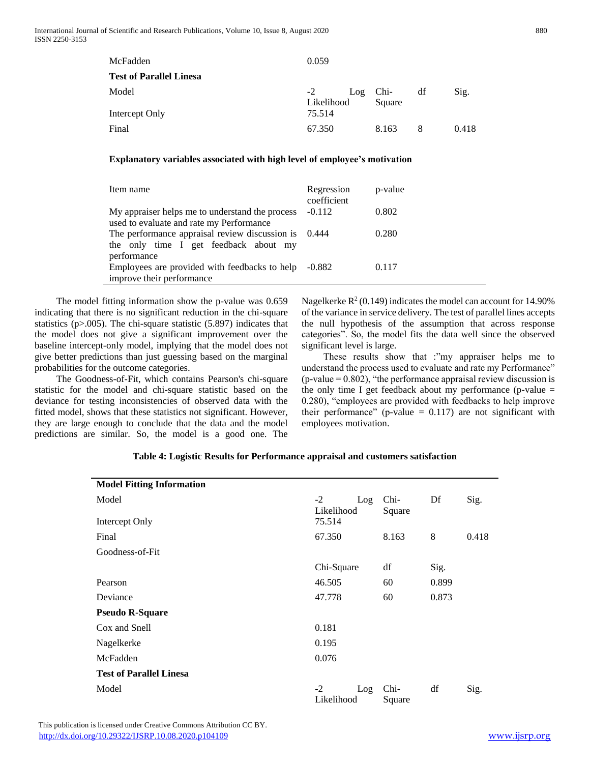| | | | | |
|---|---|---|---|---|
| McFadden | 0.059 | | | |
| **Test of Parallel Linesa** | | | | |
| Model | -2 Log Likelihood | Chi-Square | df | Sig. |
| Intercept Only | 75.514 | | | |
| Final | 67.350 | 8.163 | 8 | 0.418 |

**Explanatory variables associated with high level of employee's motivation**

| Item name | Regression coefficient | p-value |
|---|---|---|
| My appraiser helps me to understand the process used to evaluate and rate my Performance | -0.112 | 0.802 |
| The performance appraisal review discussion is the only time I get feedback about my performance | 0.444 | 0.280 |
| Employees are provided with feedbacks to help improve their performance | -0.882 | 0.117 |

The model fitting information show the p-value was 0.659 indicating that there is no significant reduction in the chi-square statistics (p>.005). The chi-square statistic (5.897) indicates that the model does not give a significant improvement over the baseline intercept-only model, implying that the model does not give better predictions than just guessing based on the marginal probabilities for the outcome categories.

The Goodness-of-Fit, which contains Pearson's chi-square statistic for the model and chi-square statistic based on the deviance for testing inconsistencies of observed data with the fitted model, shows that these statistics not significant. However, they are large enough to conclude that the data and the model predictions are similar. So, the model is a good one. The Nagelkerke $R^2$ (0.149) indicates the model can account for 14.90% of the variance in service delivery. The test of parallel lines accepts the null hypothesis of the assumption that across response categories". So, the model fits the data well since the observed significant level is large.

These results show that :"my appraiser helps me to understand the process used to evaluate and rate my Performance" (p-value = 0.802), "the performance appraisal review discussion is the only time I get feedback about my performance (p-value = 0.280), "employees are provided with feedbacks to help improve their performance" (p-value = 0.117) are not significant with employees motivation.

**Table 4: Logistic Results for Performance appraisal and customers satisfaction**

| **Model Fitting Information** | | | | |
|---|---|---|---|---|
| Model | -2 Log Likelihood | Chi-Square | Df | Sig. |
| Intercept Only | 75.514 | | | |
| Final | 67.350 | 8.163 | 8 | 0.418 |
| Goodness-of-Fit | | | | |
| | Chi-Square | df | Sig. | |
| Pearson | 46.505 | 60 | 0.899 | |
| Deviance | 47.778 | 60 | 0.873 | |
| **Pseudo R-Square** | | | | |
| Cox and Snell | 0.181 | | | |
| Nagelkerke | 0.195 | | | |
| McFadden | 0.076 | | | |
| **Test of Parallel Linesa** | | | | |
| Model | -2 Log Likelihood | Chi-Square | df | Sig. |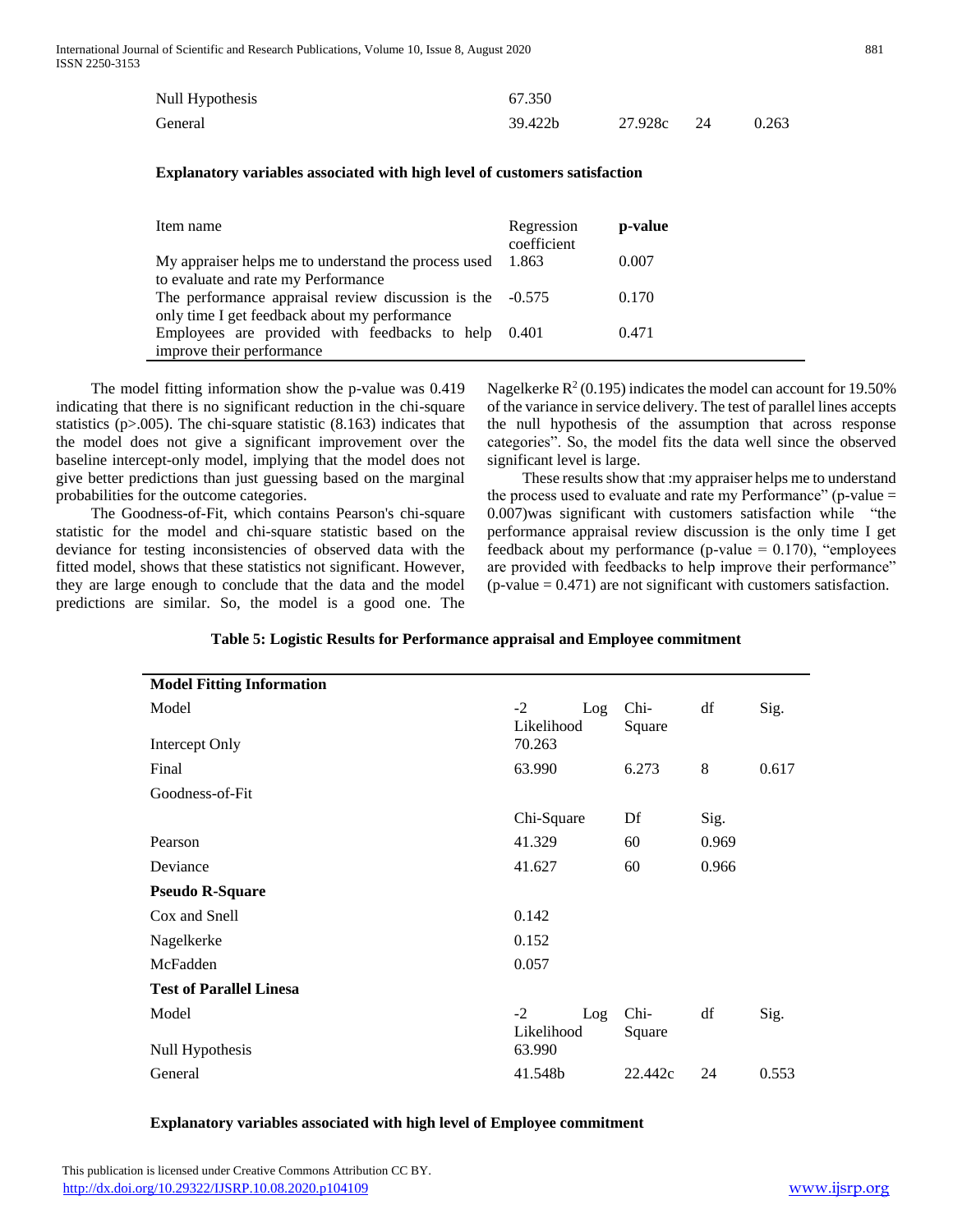| | | | | |
|---|---|---|---|---|
| Null Hypothesis | 67.350 | | | |
| General | 39.422b | 27.928c | 24 | 0.263 |

**Explanatory variables associated with high level of customers satisfaction**

| Item name | Regression coefficient | p-value |
|---|---|---|
| My appraiser helps me to understand the process used to evaluate and rate my Performance | 1.863 | 0.007 |
| The performance appraisal review discussion is the only time I get feedback about my performance | -0.575 | 0.170 |
| Employees are provided with feedbacks to help improve their performance | 0.401 | 0.471 |

The model fitting information show the p-value was 0.419 indicating that there is no significant reduction in the chi-square statistics (p>.005). The chi-square statistic (8.163) indicates that the model does not give a significant improvement over the baseline intercept-only model, implying that the model does not give better predictions than just guessing based on the marginal probabilities for the outcome categories.

The Goodness-of-Fit, which contains Pearson's chi-square statistic for the model and chi-square statistic based on the deviance for testing inconsistencies of observed data with the fitted model, shows that these statistics not significant. However, they are large enough to conclude that the data and the model predictions are similar. So, the model is a good one. The Nagelkerke $R^2$ (0.195) indicates the model can account for 19.50% of the variance in service delivery. The test of parallel lines accepts the null hypothesis of the assumption that across response categories". So, the model fits the data well since the observed significant level is large.

These results show that :my appraiser helps me to understand the process used to evaluate and rate my Performance" (p-value = 0.007)was significant with customers satisfaction while "the performance appraisal review discussion is the only time I get feedback about my performance (p-value = 0.170), "employees are provided with feedbacks to help improve their performance" (p-value = 0.471) are not significant with customers satisfaction.

**Table 5: Logistic Results for Performance appraisal and Employee commitment**

| **Model Fitting Information** | | | | |
|---|---|---|---|---|
| Model | -2 Log Likelihood | Chi-Square | df | Sig. |
| Intercept Only | 70.263 | | | |
| Final | 63.990 | 6.273 | 8 | 0.617 |
| Goodness-of-Fit | | | | |
| | Chi-Square | Df | Sig. | |
| Pearson | 41.329 | 60 | 0.969 | |
| Deviance | 41.627 | 60 | 0.966 | |
| **Pseudo R-Square** | | | | |
| Cox and Snell | 0.142 | | | |
| Nagelkerke | 0.152 | | | |
| McFadden | 0.057 | | | |
| **Test of Parallel Linesa** | | | | |
| Model | -2 Log Likelihood | Chi-Square | df | Sig. |
| Null Hypothesis | 63.990 | | | |
| General | 41.548b | 22.442c | 24 | 0.553 |

**Explanatory variables associated with high level of Employee commitment**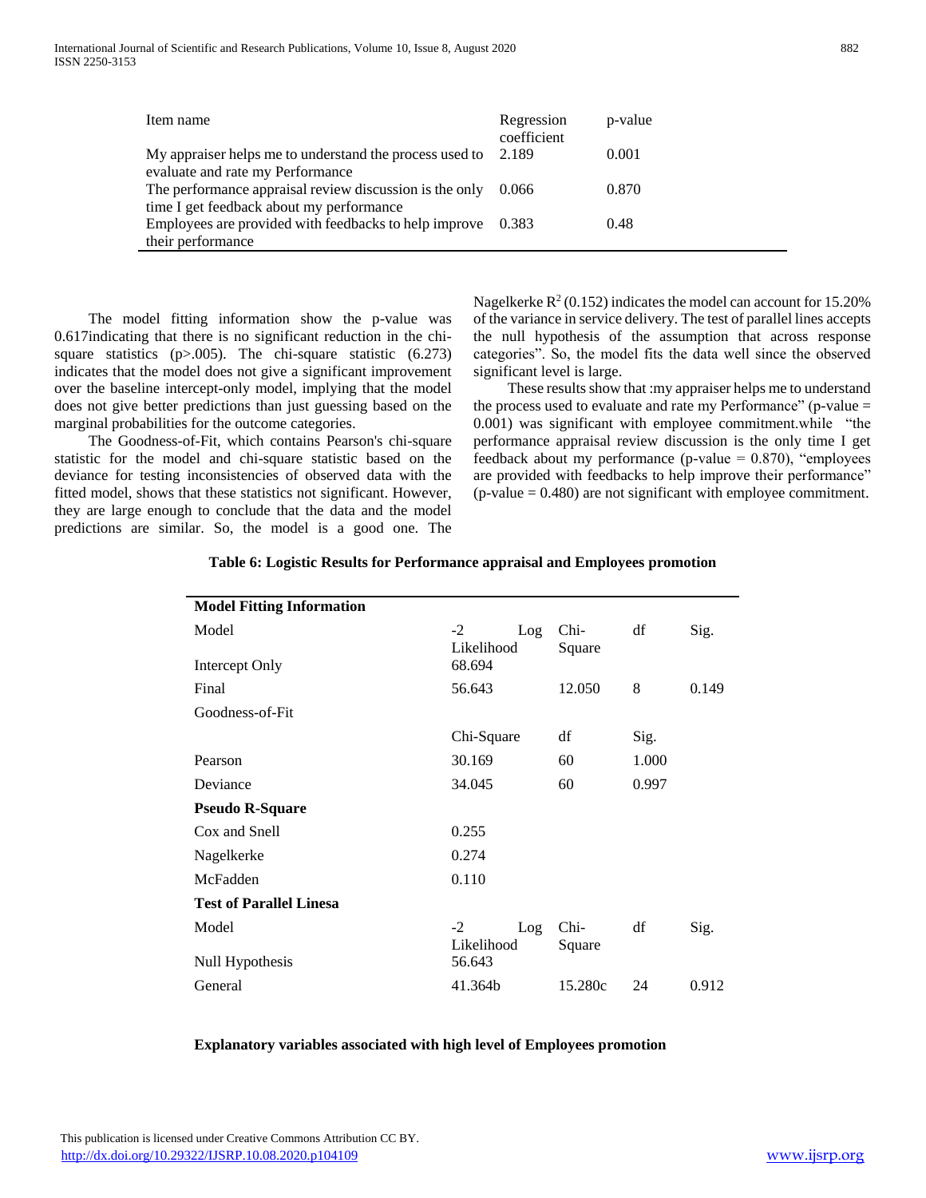| Item name | Regression coefficient | p-value |
|---|---|---|
| My appraiser helps me to understand the process used to evaluate and rate my Performance | 2.189 | 0.001 |
| The performance appraisal review discussion is the only time I get feedback about my performance | 0.066 | 0.870 |
| Employees are provided with feedbacks to help improve their performance | 0.383 | 0.48 |

The model fitting information show the p-value was 0.617indicating that there is no significant reduction in the chi-square statistics (p>.005). The chi-square statistic (6.273) indicates that the model does not give a significant improvement over the baseline intercept-only model, implying that the model does not give better predictions than just guessing based on the marginal probabilities for the outcome categories.

The Goodness-of-Fit, which contains Pearson's chi-square statistic for the model and chi-square statistic based on the deviance for testing inconsistencies of observed data with the fitted model, shows that these statistics not significant. However, they are large enough to conclude that the data and the model predictions are similar. So, the model is a good one. The Nagelkerke $R^2$ (0.152) indicates the model can account for 15.20% of the variance in service delivery. The test of parallel lines accepts the null hypothesis of the assumption that across response categories". So, the model fits the data well since the observed significant level is large.

These results show that :my appraiser helps me to understand the process used to evaluate and rate my Performance" (p-value = 0.001) was significant with employee commitment.while "the performance appraisal review discussion is the only time I get feedback about my performance (p-value = 0.870), "employees are provided with feedbacks to help improve their performance" (p-value = 0.480) are not significant with employee commitment.

**Table 6: Logistic Results for Performance appraisal and Employees promotion**

| **Model Fitting Information** | | | | |
|---|---|---|---|---|
| Model | -2 Log Likelihood | Chi-Square | df | Sig. |
| Intercept Only | 68.694 | | | |
| Final | 56.643 | 12.050 | 8 | 0.149 |
| Goodness-of-Fit | | | | |
| | Chi-Square | df | Sig. | |
| Pearson | 30.169 | 60 | 1.000 | |
| Deviance | 34.045 | 60 | 0.997 | |
| **Pseudo R-Square** | | | | |
| Cox and Snell | 0.255 | | | |
| Nagelkerke | 0.274 | | | |
| McFadden | 0.110 | | | |
| **Test of Parallel Linesa** | | | | |
| Model | -2 Log Likelihood | Chi-Square | df | Sig. |
| Null Hypothesis | 56.643 | | | |
| General | 41.364b | 15.280c | 24 | 0.912 |

**Explanatory variables associated with high level of Employees promotion**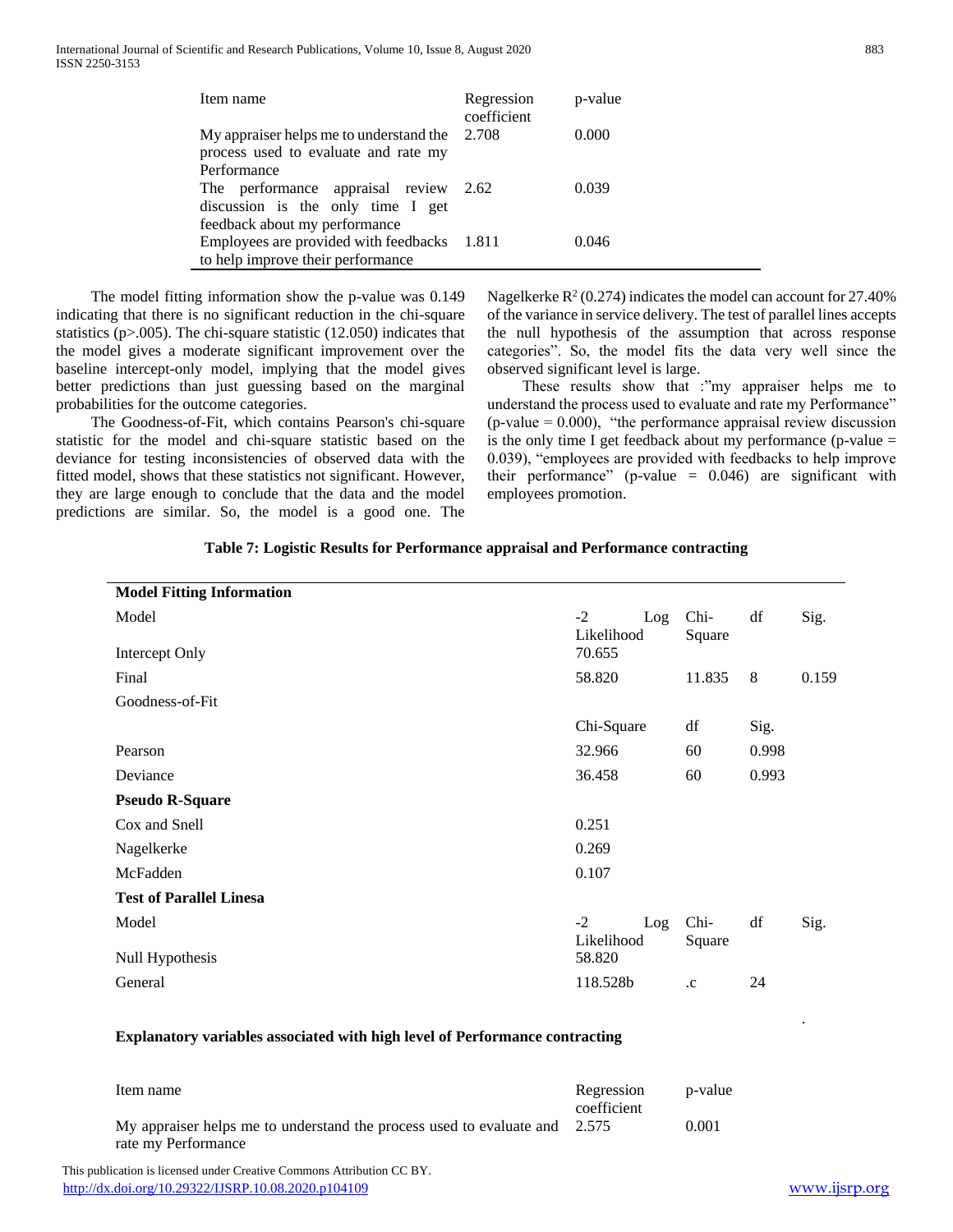| Item name | Regression coefficient | p-value |
|---|---|---|
| My appraiser helps me to understand the process used to evaluate and rate my Performance | 2.708 | 0.000 |
| The performance appraisal review discussion is the only time I get feedback about my performance | 2.62 | 0.039 |
| Employees are provided with feedbacks to help improve their performance | 1.811 | 0.046 |

The model fitting information show the p-value was 0.149 indicating that there is no significant reduction in the chi-square statistics (p>.005). The chi-square statistic (12.050) indicates that the model gives a moderate significant improvement over the baseline intercept-only model, implying that the model gives better predictions than just guessing based on the marginal probabilities for the outcome categories.

The Goodness-of-Fit, which contains Pearson's chi-square statistic for the model and chi-square statistic based on the deviance for testing inconsistencies of observed data with the fitted model, shows that these statistics not significant. However, they are large enough to conclude that the data and the model predictions are similar. So, the model is a good one. The Nagelkerke $R^2$ (0.274) indicates the model can account for 27.40% of the variance in service delivery. The test of parallel lines accepts the null hypothesis of the assumption that across response categories". So, the model fits the data very well since the observed significant level is large.

These results show that :"my appraiser helps me to understand the process used to evaluate and rate my Performance" (p-value = 0.000), "the performance appraisal review discussion is the only time I get feedback about my performance (p-value = 0.039), "employees are provided with feedbacks to help improve their performance" (p-value = 0.046) are significant with employees promotion.

**Table 7: Logistic Results for Performance appraisal and Performance contracting**

| **Model Fitting Information** | | | | |
|---|---|---|---|---|
| Model | -2 Log Likelihood | Chi-Square | df | Sig. |
| Intercept Only | 70.655 | | | |
| Final | 58.820 | 11.835 | 8 | 0.159 |
| Goodness-of-Fit | | | | |
| | Chi-Square | df | Sig. | |
| Pearson | 32.966 | 60 | 0.998 | |
| Deviance | 36.458 | 60 | 0.993 | |
| **Pseudo R-Square** | | | | |
| Cox and Snell | 0.251 | | | |
| Nagelkerke | 0.269 | | | |
| McFadden | 0.107 | | | |
| **Test of Parallel Linesa** | | | | |
| Model | -2 Log Likelihood | Chi-Square | df | Sig. |
| Null Hypothesis | 58.820 | | | |
| General | 118.528b | .c | 24 | . |

**Explanatory variables associated with high level of Performance contracting**

| Item name | Regression coefficient | p-value |
|---|---|---|
| My appraiser helps me to understand the process used to evaluate and rate my Performance | 2.575 | 0.001 |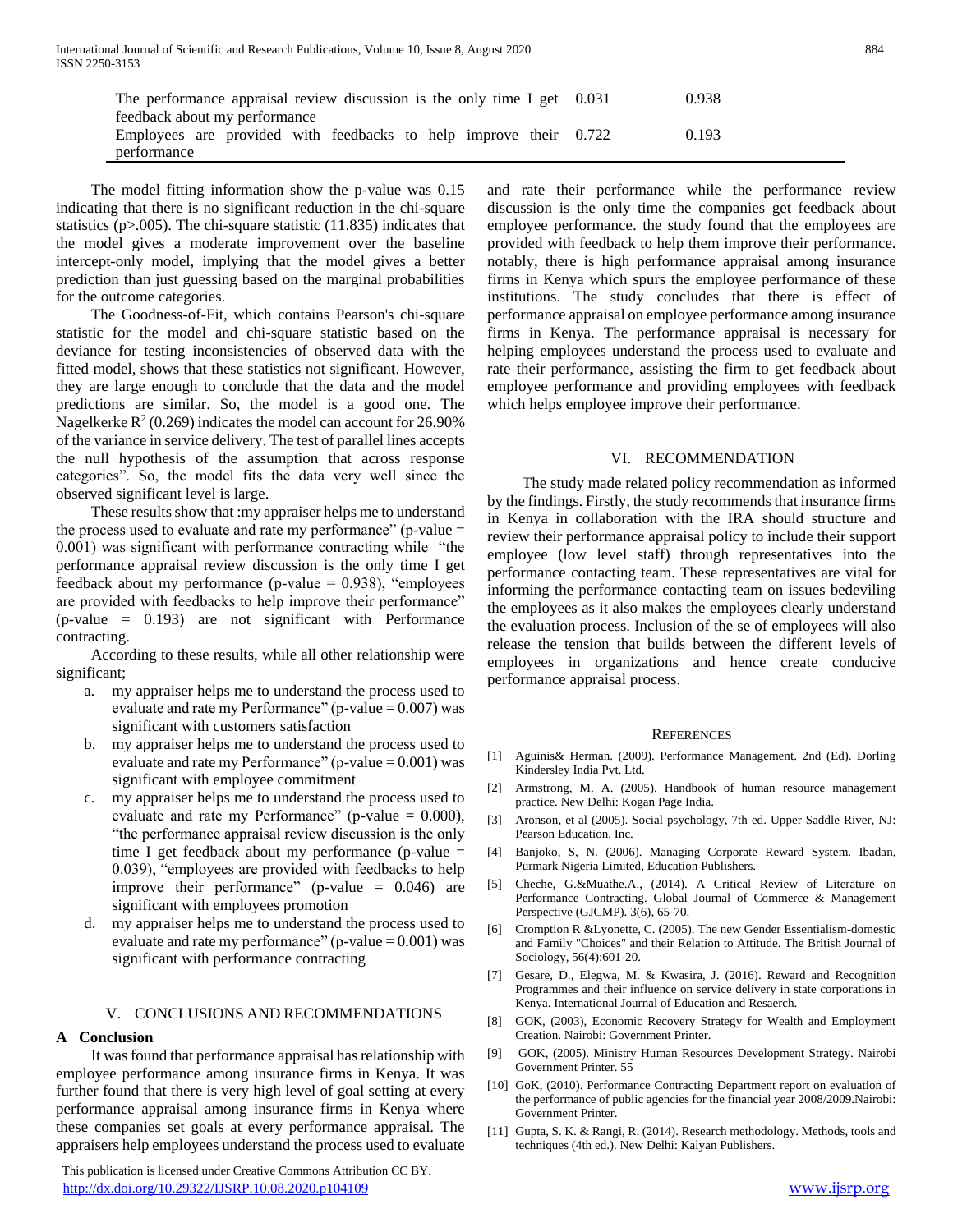| | | |
|---|---|---|
| The performance appraisal review discussion is the only time I get feedback about my performance | 0.031 | 0.938 |
| Employees are provided with feedbacks to help improve their performance | 0.722 | 0.193 |

The model fitting information show the p-value was 0.15 indicating that there is no significant reduction in the chi-square statistics (p>.005). The chi-square statistic (11.835) indicates that the model gives a moderate improvement over the baseline intercept-only model, implying that the model gives a better prediction than just guessing based on the marginal probabilities for the outcome categories.

The Goodness-of-Fit, which contains Pearson's chi-square statistic for the model and chi-square statistic based on the deviance for testing inconsistencies of observed data with the fitted model, shows that these statistics not significant. However, they are large enough to conclude that the data and the model predictions are similar. So, the model is a good one. The Nagelkerke $R^2$ (0.269) indicates the model can account for 26.90% of the variance in service delivery. The test of parallel lines accepts the null hypothesis of the assumption that across response categories". So, the model fits the data very well since the observed significant level is large.

These results show that :my appraiser helps me to understand the process used to evaluate and rate my performance" (p-value = 0.001) was significant with performance contracting while "the performance appraisal review discussion is the only time I get feedback about my performance (p-value = 0.938), "employees are provided with feedbacks to help improve their performance" (p-value = 0.193) are not significant with Performance contracting.

According to these results, while all other relationship were significant;

a. my appraiser helps me to understand the process used to evaluate and rate my Performance" (p-value = 0.007) was significant with customers satisfaction
b. my appraiser helps me to understand the process used to evaluate and rate my Performance" (p-value = 0.001) was significant with employee commitment
c. my appraiser helps me to understand the process used to evaluate and rate my Performance" (p-value = 0.000), "the performance appraisal review discussion is the only time I get feedback about my performance (p-value = 0.039), "employees are provided with feedbacks to help improve their performance" (p-value = 0.046) are significant with employees promotion
d. my appraiser helps me to understand the process used to evaluate and rate my performance" (p-value = 0.001) was significant with performance contracting

## V. CONCLUSIONS AND RECOMMENDATIONS

### A Conclusion

It was found that performance appraisal has relationship with employee performance among insurance firms in Kenya. It was further found that there is very high level of goal setting at every performance appraisal among insurance firms in Kenya where these companies set goals at every performance appraisal. The appraisers help employees understand the process used to evaluate and rate their performance while the performance review discussion is the only time the companies get feedback about employee performance. the study found that the employees are provided with feedback to help them improve their performance. notably, there is high performance appraisal among insurance firms in Kenya which spurs the employee performance of these institutions. The study concludes that there is effect of performance appraisal on employee performance among insurance firms in Kenya. The performance appraisal is necessary for helping employees understand the process used to evaluate and rate their performance, assisting the firm to get feedback about employee performance and providing employees with feedback which helps employee improve their performance.

## VI. RECOMMENDATION

The study made related policy recommendation as informed by the findings. Firstly, the study recommends that insurance firms in Kenya in collaboration with the IRA should structure and review their performance appraisal policy to include their support employee (low level staff) through representatives into the performance contacting team. These representatives are vital for informing the performance contacting team on issues bedeviling the employees as it also makes the employees clearly understand the evaluation process. Inclusion of the se of employees will also release the tension that builds between the different levels of employees in organizations and hence create conducive performance appraisal process.

## REFERENCES

[1] Aguinis& Herman. (2009). Performance Management. 2nd (Ed). Dorling Kindersley India Pvt. Ltd.

[2] Armstrong, M. A. (2005). Handbook of human resource management practice. New Delhi: Kogan Page India.

[3] Aronson, et al (2005). Social psychology, 7th ed. Upper Saddle River, NJ: Pearson Education, Inc.

[4] Banjoko, S, N. (2006). Managing Corporate Reward System. Ibadan, Purmark Nigeria Limited, Education Publishers.

[5] Cheche, G.&Muathe.A., (2014). A Critical Review of Literature on Performance Contracting. Global Journal of Commerce & Management Perspective (GJCMP). 3(6), 65-70.

[6] Cromption R &Lyonette, C. (2005). The new Gender Essentialism-domestic and Family "Choices" and their Relation to Attitude. The British Journal of Sociology, 56(4):601-20.

[7] Gesare, D., Elegwa, M. & Kwasira, J. (2016). Reward and Recognition Programmes and their influence on service delivery in state corporations in Kenya. International Journal of Education and Resaerch.

[8] GOK, (2003), Economic Recovery Strategy for Wealth and Employment Creation. Nairobi: Government Printer.

[9] GOK, (2005). Ministry Human Resources Development Strategy. Nairobi Government Printer. 55

[10] GoK, (2010). Performance Contracting Department report on evaluation of the performance of public agencies for the financial year 2008/2009.Nairobi: Government Printer.

[11] Gupta, S. K. & Rangi, R. (2014). Research methodology. Methods, tools and techniques (4th ed.). New Delhi: Kalyan Publishers.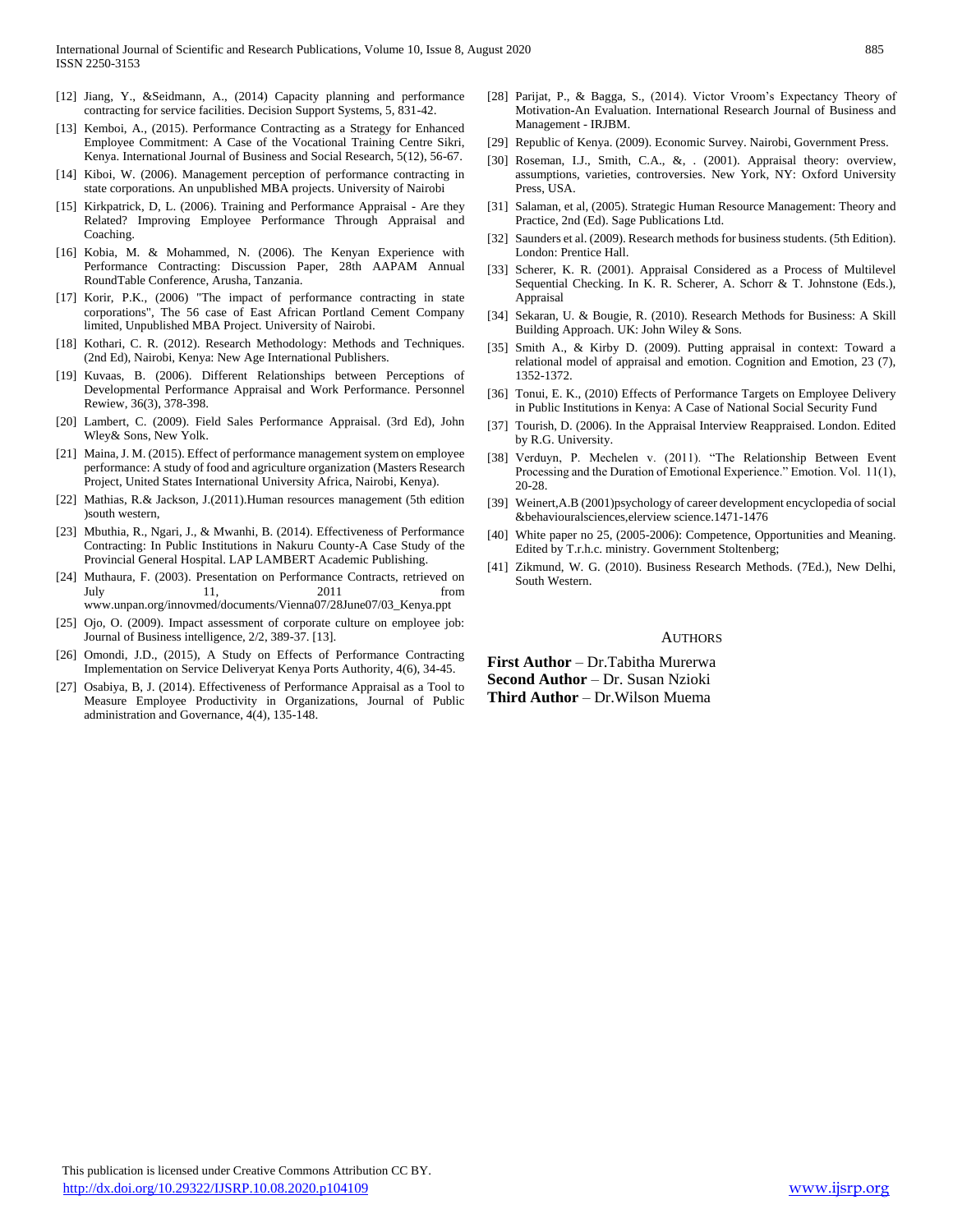[12] Jiang, Y., &Seidmann, A., (2014) Capacity planning and performance contracting for service facilities. Decision Support Systems, 5, 831-42.

[13] Kemboi, A., (2015). Performance Contracting as a Strategy for Enhanced Employee Commitment: A Case of the Vocational Training Centre Sikri, Kenya. International Journal of Business and Social Research, 5(12), 56-67.

[14] Kiboi, W. (2006). Management perception of performance contracting in state corporations. An unpublished MBA projects. University of Nairobi

[15] Kirkpatrick, D, L. (2006). Training and Performance Appraisal - Are they Related? Improving Employee Performance Through Appraisal and Coaching.

[16] Kobia, M. & Mohammed, N. (2006). The Kenyan Experience with Performance Contracting: Discussion Paper, 28th AAPAM Annual RoundTable Conference, Arusha, Tanzania.

[17] Korir, P.K., (2006) "The impact of performance contracting in state corporations", The 56 case of East African Portland Cement Company limited, Unpublished MBA Project. University of Nairobi.

[18] Kothari, C. R. (2012). Research Methodology: Methods and Techniques. (2nd Ed), Nairobi, Kenya: New Age International Publishers.

[19] Kuvaas, B. (2006). Different Relationships between Perceptions of Developmental Performance Appraisal and Work Performance. Personnel Rewiew, 36(3), 378-398.

[20] Lambert, C. (2009). Field Sales Performance Appraisal. (3rd Ed), John Wley& Sons, New Yolk.

[21] Maina, J. M. (2015). Effect of performance management system on employee performance: A study of food and agriculture organization (Masters Research Project, United States International University Africa, Nairobi, Kenya).

[22] Mathias, R.& Jackson, J.(2011).Human resources management (5th edition )south western,

[23] Mbuthia, R., Ngari, J., & Mwanhi, B. (2014). Effectiveness of Performance Contracting: In Public Institutions in Nakuru County-A Case Study of the Provincial General Hospital. LAP LAMBERT Academic Publishing.

[24] Muthaura, F. (2003). Presentation on Performance Contracts, retrieved on July 11, 2011 from www.unpan.org/innovmed/documents/Vienna07/28June07/03_Kenya.ppt

[25] Ojo, O. (2009). Impact assessment of corporate culture on employee job: Journal of Business intelligence, 2/2, 389-37. [13].

[26] Omondi, J.D., (2015), A Study on Effects of Performance Contracting Implementation on Service Deliveryat Kenya Ports Authority, 4(6), 34-45.

[27] Osabiya, B, J. (2014). Effectiveness of Performance Appraisal as a Tool to Measure Employee Productivity in Organizations, Journal of Public administration and Governance, 4(4), 135-148.

[28] Parijat, P., & Bagga, S., (2014). Victor Vroom's Expectancy Theory of Motivation-An Evaluation. International Research Journal of Business and Management - IRJBM.

[29] Republic of Kenya. (2009). Economic Survey. Nairobi, Government Press.

[30] Roseman, I.J., Smith, C.A., &, . (2001). Appraisal theory: overview, assumptions, varieties, controversies. New York, NY: Oxford University Press, USA.

[31] Salaman, et al, (2005). Strategic Human Resource Management: Theory and Practice, 2nd (Ed). Sage Publications Ltd.

[32] Saunders et al. (2009). Research methods for business students. (5th Edition). London: Prentice Hall.

[33] Scherer, K. R. (2001). Appraisal Considered as a Process of Multilevel Sequential Checking. In K. R. Scherer, A. Schorr & T. Johnstone (Eds.), Appraisal

[34] Sekaran, U. & Bougie, R. (2010). Research Methods for Business: A Skill Building Approach. UK: John Wiley & Sons.

[35] Smith A., & Kirby D. (2009). Putting appraisal in context: Toward a relational model of appraisal and emotion. Cognition and Emotion, 23 (7), 1352-1372.

[36] Tonui, E. K., (2010) Effects of Performance Targets on Employee Delivery in Public Institutions in Kenya: A Case of National Social Security Fund

[37] Tourish, D. (2006). In the Appraisal Interview Reappraised. London. Edited by R.G. University.

[38] Verduyn, P. Mechelen v. (2011). "The Relationship Between Event Processing and the Duration of Emotional Experience." Emotion. Vol. 11(1), 20-28.

[39] Weinert,A.B (2001)psychology of career development encyclopedia of social &behaviouralsciences,elerview science.1471-1476

[40] White paper no 25, (2005-2006): Competence, Opportunities and Meaning. Edited by T.r.h.c. ministry. Government Stoltenberg;

[41] Zikmund, W. G. (2010). Business Research Methods. (7Ed.), New Delhi, South Western.

## AUTHORS

**First Author** – Dr.Tabitha Murerwa
**Second Author** – Dr. Susan Nzioki
**Third Author** – Dr.Wilson Muema